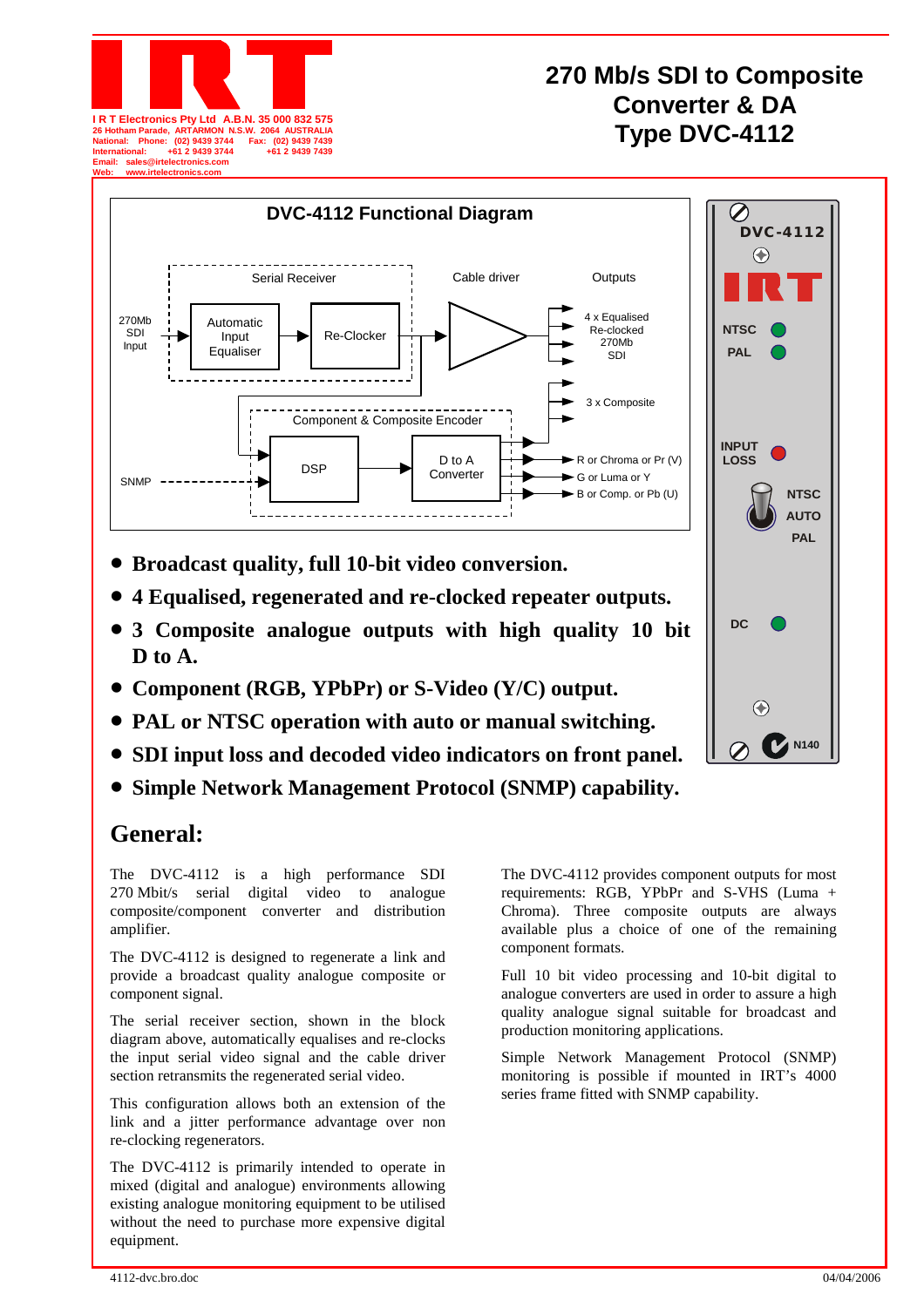I R T Electronics Pty Ltd A.B.N. 35 000 832 575
26 Hotham Parade, ARTARMON N.S.W. 2064 AUSTRALIA
National: Phone: (02) 9439 3744 Fax: (02) 9439 7439
International: +61 2 9439 3744 +61 2 9439 7439
Email: sales@irtelectronics.com
Web: www.irtelectronics.com

# 270 Mb/s SDI to Composite Converter & DA Type DVC-4112

**DVC-4112 Functional Diagram**

Serial Receiver: 270Mb SDI Input → Automatic Input Equaliser → Re-Clocker → Cable driver → Outputs: 4 x Equalised Re-clocked 270Mb SDI; 3 x Composite

Component & Composite Encoder: DSP → D to A Converter → R or Chroma or Pr (V); G or Luma or Y; B or Comp. or Pb (U)

SNMP → DSP

Front panel: DVC-4112, IRT, NTSC, PAL, INPUT LOSS, NTSC / AUTO / PAL, DC, N140

- **Broadcast quality, full 10-bit video conversion.**
- **4 Equalised, regenerated and re-clocked repeater outputs.**
- **3 Composite analogue outputs with high quality 10 bit D to A.**
- **Component (RGB, YPbPr) or S-Video (Y/C) output.**
- **PAL or NTSC operation with auto or manual switching.**
- **SDI input loss and decoded video indicators on front panel.**
- **Simple Network Management Protocol (SNMP) capability.**

## General:

The DVC-4112 is a high performance SDI 270 Mbit/s serial digital video to analogue composite/component converter and distribution amplifier.

The DVC-4112 is designed to regenerate a link and provide a broadcast quality analogue composite or component signal.

The serial receiver section, shown in the block diagram above, automatically equalises and re-clocks the input serial video signal and the cable driver section retransmits the regenerated serial video.

This configuration allows both an extension of the link and a jitter performance advantage over non re-clocking regenerators.

The DVC-4112 is primarily intended to operate in mixed (digital and analogue) environments allowing existing analogue monitoring equipment to be utilised without the need to purchase more expensive digital equipment.

The DVC-4112 provides component outputs for most requirements: RGB, YPbPr and S-VHS (Luma + Chroma). Three composite outputs are always available plus a choice of one of the remaining component formats.

Full 10 bit video processing and 10-bit digital to analogue converters are used in order to assure a high quality analogue signal suitable for broadcast and production monitoring applications.

Simple Network Management Protocol (SNMP) monitoring is possible if mounted in IRT's 4000 series frame fitted with SNMP capability.

4112-dvc.bro.doc 04/04/2006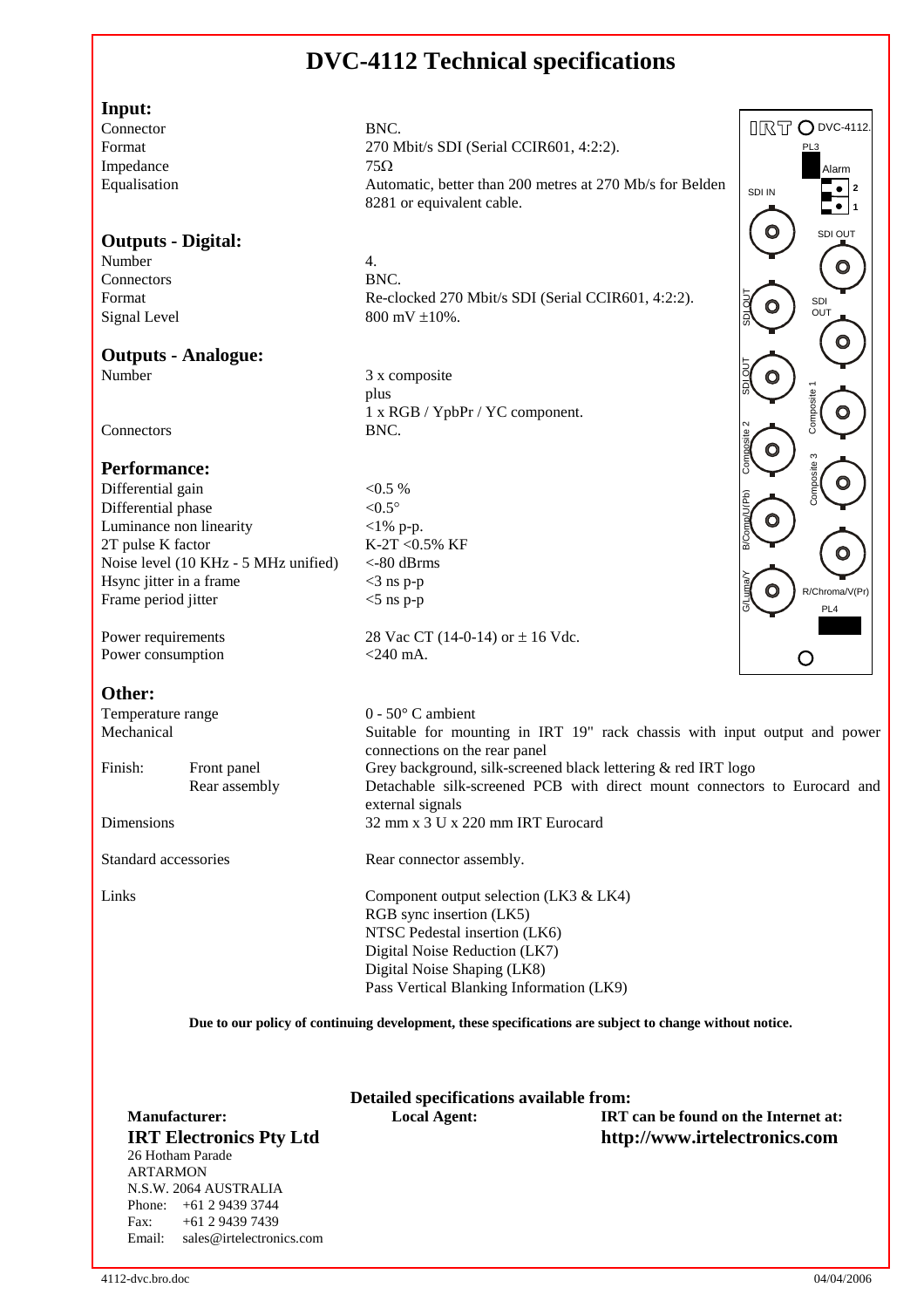# DVC-4112 Technical specifications

## Input:

| | |
|---|---|
| Connector | BNC. |
| Format | 270 Mbit/s SDI (Serial CCIR601, 4:2:2). |
| Impedance | 75Ω |
| Equalisation | Automatic, better than 200 metres at 270 Mb/s for Belden 8281 or equivalent cable. |

## Outputs - Digital:

| | |
|---|---|
| Number | 4. |
| Connectors | BNC. |
| Format | Re-clocked 270 Mbit/s SDI (Serial CCIR601, 4:2:2). |
| Signal Level | 800 mV ±10%. |

## Outputs - Analogue:

| | |
|---|---|
| Number | 3 x composite plus 1 x RGB / YpbPr / YC component. |
| Connectors | BNC. |

## Performance:

| | |
|---|---|
| Differential gain | <0.5 % |
| Differential phase | <0.5° |
| Luminance non linearity | <1% p-p. |
| 2T pulse K factor | K-2T <0.5% KF |
| Noise level (10 KHz - 5 MHz unified) | <-80 dBrms |
| Hsync jitter in a frame | <3 ns p-p |
| Frame period jitter | <5 ns p-p |
| Power requirements | 28 Vac CT (14-0-14) or ± 16 Vdc. |
| Power consumption | <240 mA. |

## Other:

| | |
|---|---|
| Temperature range | 0 - 50° C ambient |
| Mechanical | Suitable for mounting in IRT 19" rack chassis with input output and power connections on the rear panel |
| Finish: Front panel | Grey background, silk-screened black lettering & red IRT logo |
| Finish: Rear assembly | Detachable silk-screened PCB with direct mount connectors to Eurocard and external signals |
| Dimensions | 32 mm x 3 U x 220 mm IRT Eurocard |
| Standard accessories | Rear connector assembly. |
| Links | Component output selection (LK3 & LK4)<br>RGB sync insertion (LK5)<br>NTSC Pedestal insertion (LK6)<br>Digital Noise Reduction (LK7)<br>Digital Noise Shaping (LK8)<br>Pass Vertical Blanking Information (LK9) |

IRT DVC-4112.
PL3
Alarm
2
1
SDI IN
SDI OUT
SDI OUT
SDI OUT
SDI OUT
Composite 1
Composite 2
Composite 3
B/Comp/U(Pb)
G/Luma/Y
R/Chroma/V(Pr)
PL4

**Due to our policy of continuing development, these specifications are subject to change without notice.**

**Detailed specifications available from:**

**Manufacturer:**
**IRT Electronics Pty Ltd**
26 Hotham Parade
ARTARMON
N.S.W. 2064 AUSTRALIA
Phone: +61 2 9439 3744
Fax: +61 2 9439 7439
Email: sales@irtelectronics.com

**Local Agent:**

**IRT can be found on the Internet at:**
**http://www.irtelectronics.com**

4112-dvc.bro.doc 04/04/2006